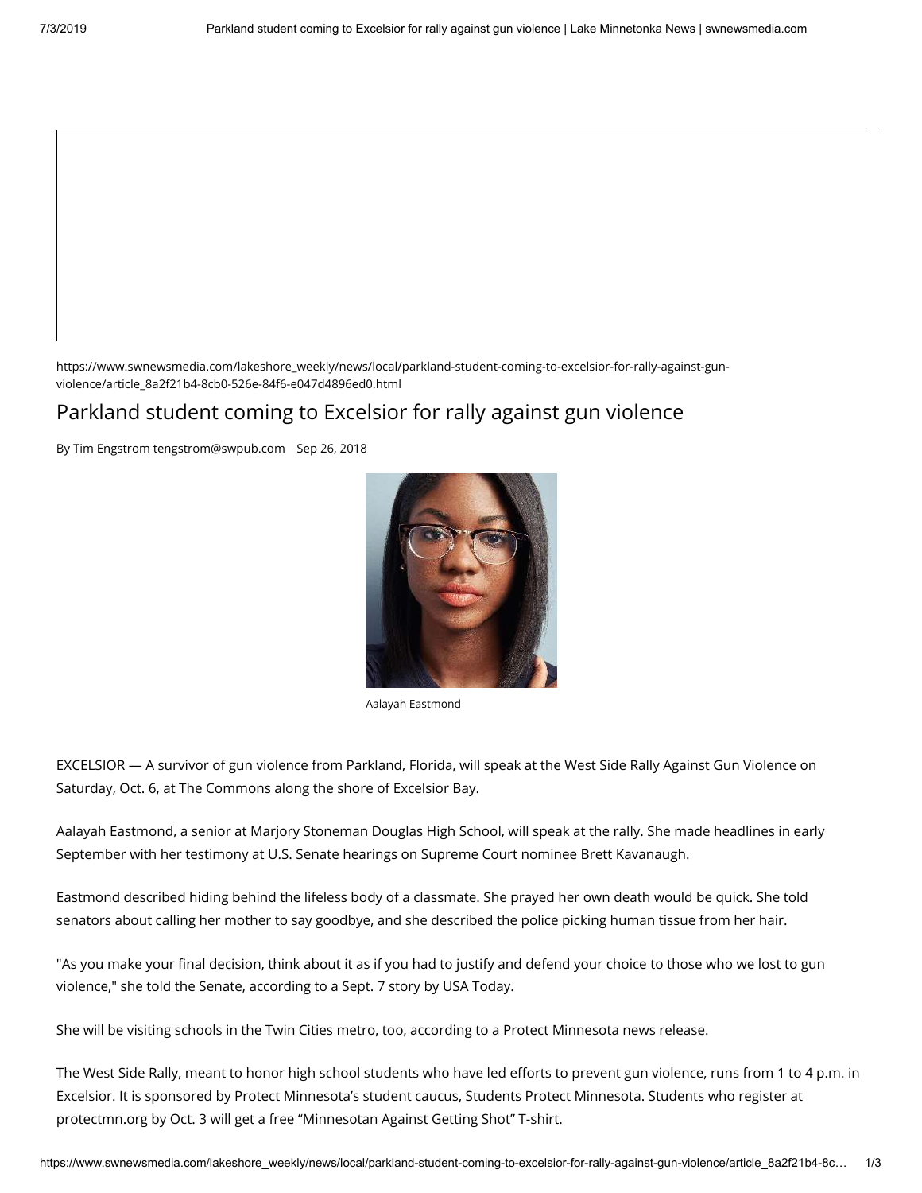https://www.swnewsmedia.com/lakeshore_weekly/news/local/parkland-student-coming-to-excelsior-for-rally-against-gun-violence/article_8a2f21b4-8cb0-526e-84f6-e047d4896ed0.html

# Parkland student coming to Excelsior for rally against gun violence

By Tim Engstrom tengstrom@swpub.com Sep 26, 2018

Aalayah Eastmond

EXCELSIOR — A survivor of gun violence from Parkland, Florida, will speak at the West Side Rally Against Gun Violence on Saturday, Oct. 6, at The Commons along the shore of Excelsior Bay.

Aalayah Eastmond, a senior at Marjory Stoneman Douglas High School, will speak at the rally. She made headlines in early September with her testimony at U.S. Senate hearings on Supreme Court nominee Brett Kavanaugh.

Eastmond described hiding behind the lifeless body of a classmate. She prayed her own death would be quick. She told senators about calling her mother to say goodbye, and she described the police picking human tissue from her hair.

"As you make your final decision, think about it as if you had to justify and defend your choice to those who we lost to gun violence," she told the Senate, according to a Sept. 7 story by USA Today.

She will be visiting schools in the Twin Cities metro, too, according to a Protect Minnesota news release.

The West Side Rally, meant to honor high school students who have led efforts to prevent gun violence, runs from 1 to 4 p.m. in Excelsior. It is sponsored by Protect Minnesota's student caucus, Students Protect Minnesota. Students who register at protectmn.org by Oct. 3 will get a free "Minnesotan Against Getting Shot" T-shirt.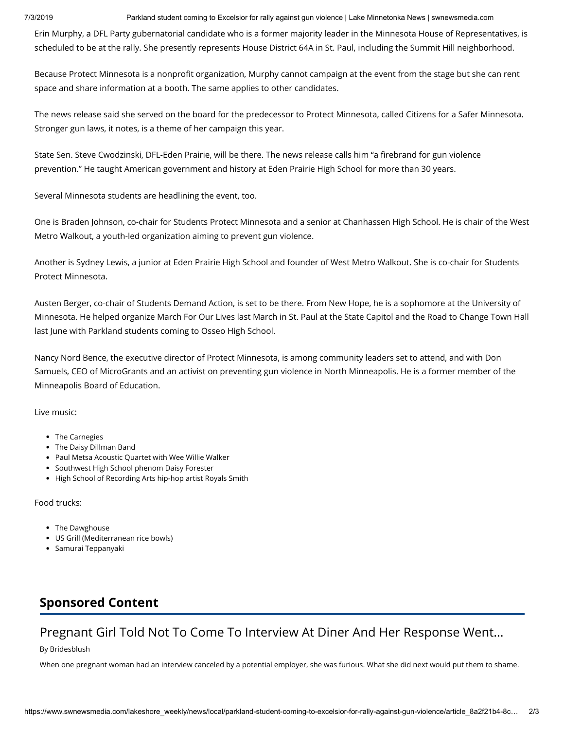Erin Murphy, a DFL Party gubernatorial candidate who is a former majority leader in the Minnesota House of Representatives, is scheduled to be at the rally. She presently represents House District 64A in St. Paul, including the Summit Hill neighborhood.

Because Protect Minnesota is a nonprofit organization, Murphy cannot campaign at the event from the stage but she can rent space and share information at a booth. The same applies to other candidates.

The news release said she served on the board for the predecessor to Protect Minnesota, called Citizens for a Safer Minnesota. Stronger gun laws, it notes, is a theme of her campaign this year.

State Sen. Steve Cwodzinski, DFL-Eden Prairie, will be there. The news release calls him "a firebrand for gun violence prevention." He taught American government and history at Eden Prairie High School for more than 30 years.

Several Minnesota students are headlining the event, too.

One is Braden Johnson, co-chair for Students Protect Minnesota and a senior at Chanhassen High School. He is chair of the West Metro Walkout, a youth-led organization aiming to prevent gun violence.

Another is Sydney Lewis, a junior at Eden Prairie High School and founder of West Metro Walkout. She is co-chair for Students Protect Minnesota.

Austen Berger, co-chair of Students Demand Action, is set to be there. From New Hope, he is a sophomore at the University of Minnesota. He helped organize March For Our Lives last March in St. Paul at the State Capitol and the Road to Change Town Hall last June with Parkland students coming to Osseo High School.

Nancy Nord Bence, the executive director of Protect Minnesota, is among community leaders set to attend, and with Don Samuels, CEO of MicroGrants and an activist on preventing gun violence in North Minneapolis. He is a former member of the Minneapolis Board of Education.

Live music:

- The Carnegies
- The Daisy Dillman Band
- Paul Metsa Acoustic Quartet with Wee Willie Walker
- Southwest High School phenom Daisy Forester
- High School of Recording Arts hip-hop artist Royals Smith

Food trucks:

- The Dawghouse
- US Grill (Mediterranean rice bowls)
- Samurai Teppanyaki

## Sponsored Content

### Pregnant Girl Told Not To Come To Interview At Diner And Her Response Went...

By Bridesblush

When one pregnant woman had an interview canceled by a potential employer, she was furious. What she did next would put them to shame.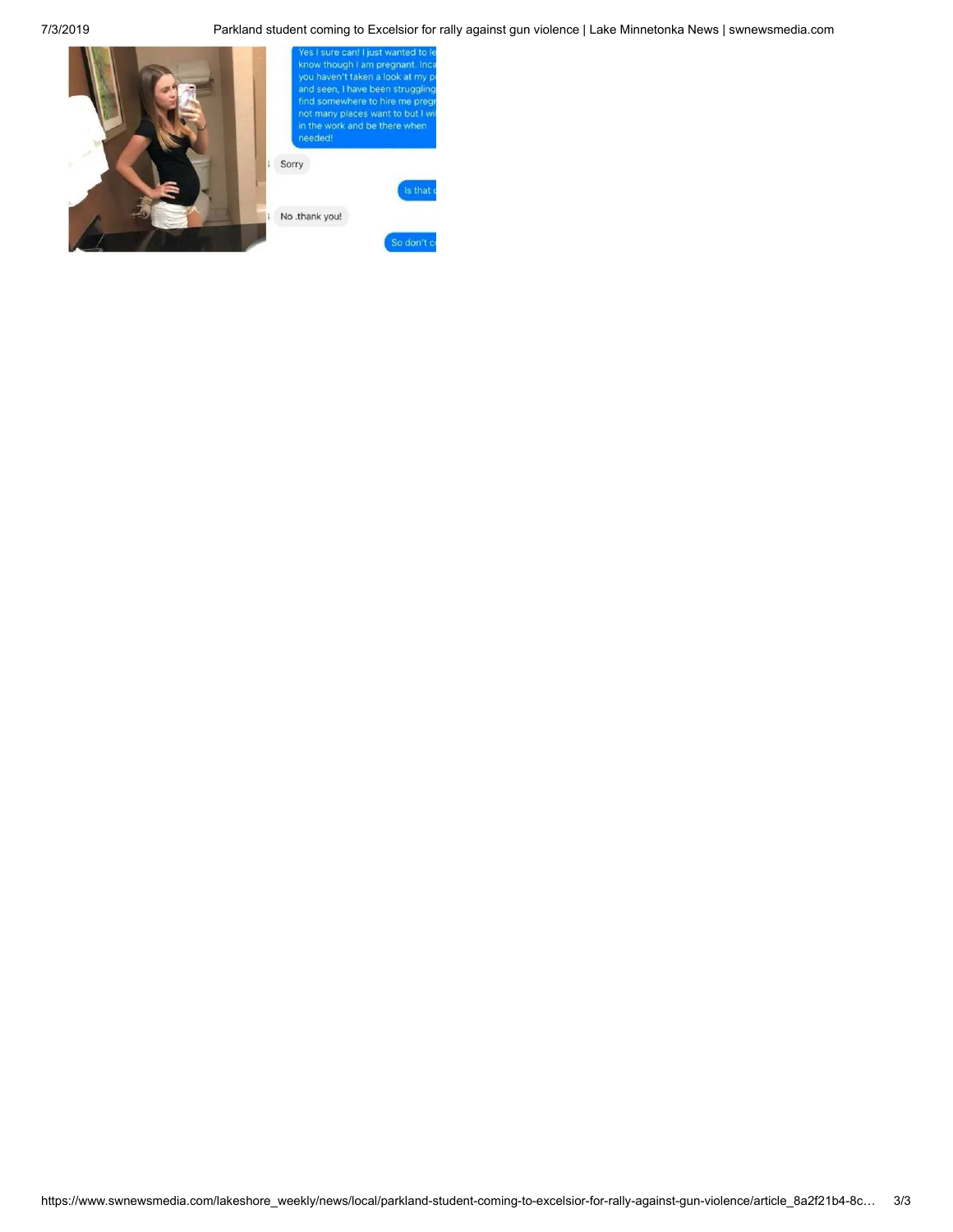Yes I sure can! I just wanted to le
know though I am pregnant. Inca
you haven't taken a look at my p
and seen, I have been struggling
find somewhere to hire me pregr
not many places want to but I wi
in the work and be there when
needed!

Sorry

Is that c

No .thank you!

So don't c